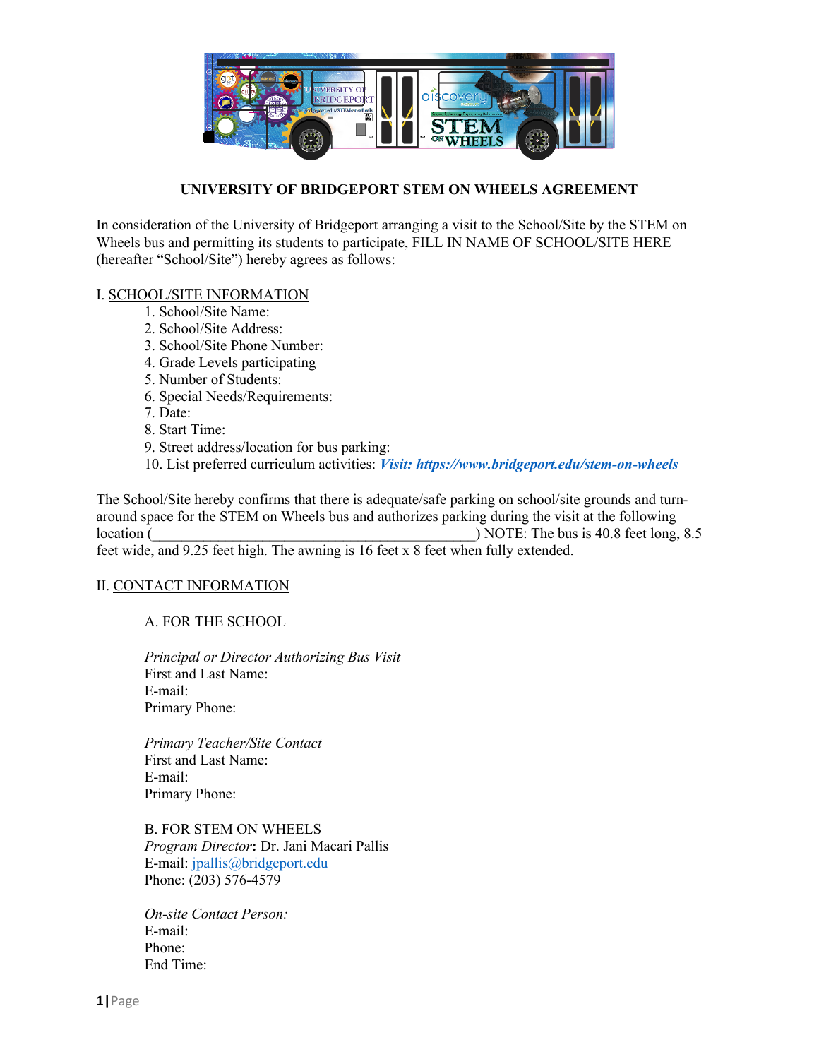# UNIVERSITY OF BRIDGEPORT STEM ON WHEELS AGREEMENT

In consideration of the University of Bridgeport arranging a visit to the School/Site by the STEM on Wheels bus and permitting its students to participate, <u>FILL IN NAME OF SCHOOL/SITE HERE</u> (hereafter "School/Site") hereby agrees as follows:

## I. <u>SCHOOL/SITE INFORMATION</u>

1. School/Site Name:
2. School/Site Address:
3. School/Site Phone Number:
4. Grade Levels participating
5. Number of Students:
6. Special Needs/Requirements:
7. Date:
8. Start Time:
9. Street address/location for bus parking:
10. List preferred curriculum activities: ***Visit: https://www.bridgeport.edu/stem-on-wheels***

The School/Site hereby confirms that there is adequate/safe parking on school/site grounds and turn-around space for the STEM on Wheels bus and authorizes parking during the visit at the following location (_____________________________________________) NOTE: The bus is 40.8 feet long, 8.5 feet wide, and 9.25 feet high. The awning is 16 feet x 8 feet when fully extended.

## II. <u>CONTACT INFORMATION</u>

### A. FOR THE SCHOOL

*Principal or Director Authorizing Bus Visit*
First and Last Name:
E-mail:
Primary Phone:

*Primary Teacher/Site Contact*
First and Last Name:
E-mail:
Primary Phone:

### B. FOR STEM ON WHEELS

*Program Director*: Dr. Jani Macari Pallis
E-mail: jpallis@bridgeport.edu
Phone: (203) 576-4579

*On-site Contact Person:*
E-mail:
Phone:
End Time: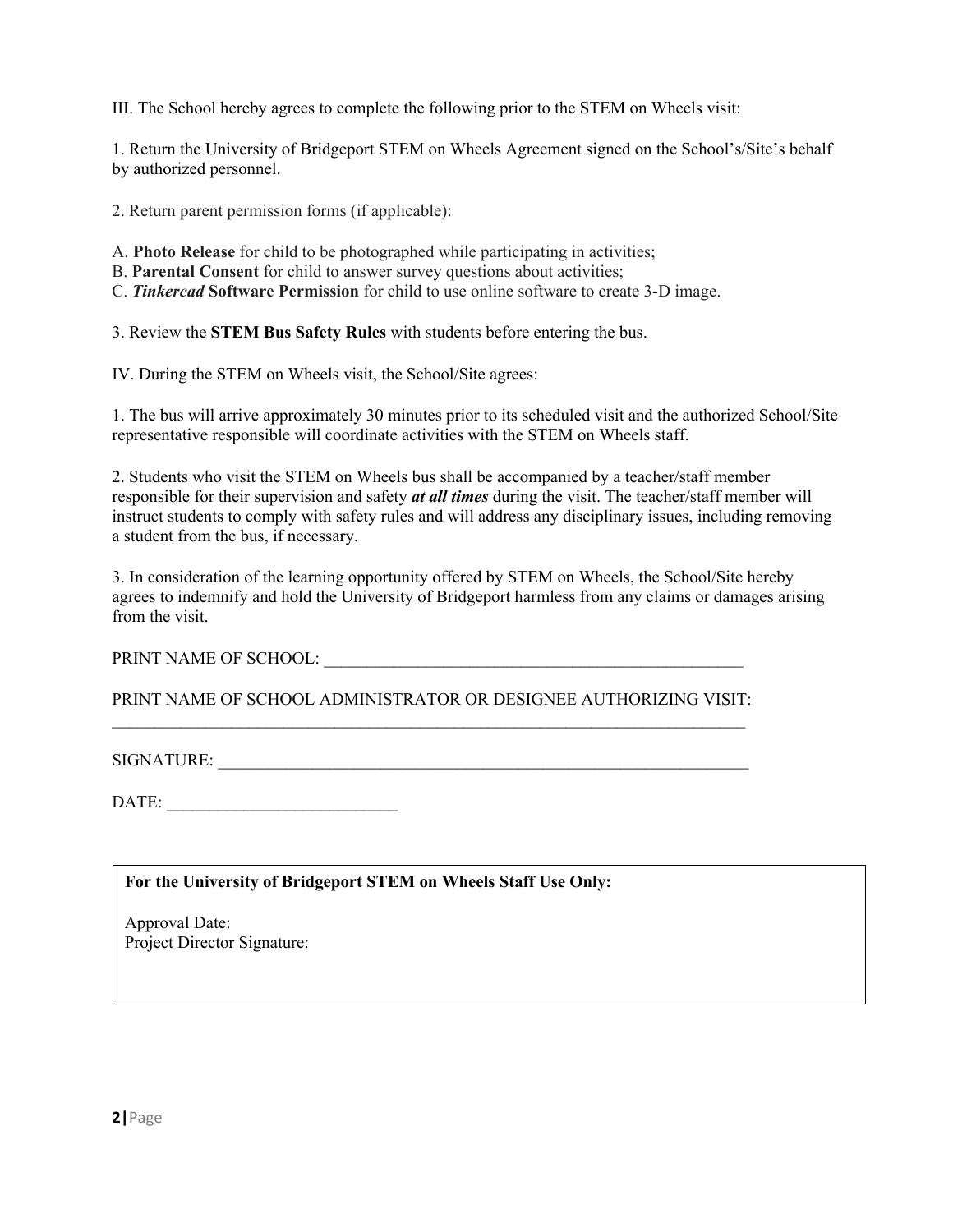III. The School hereby agrees to complete the following prior to the STEM on Wheels visit:

1. Return the University of Bridgeport STEM on Wheels Agreement signed on the School's/Site's behalf by authorized personnel.

2. Return parent permission forms (if applicable):

A. **Photo Release** for child to be photographed while participating in activities;
B. **Parental Consent** for child to answer survey questions about activities;
C. ***Tinkercad*** **Software Permission** for child to use online software to create 3-D image.

3. Review the **STEM Bus Safety Rules** with students before entering the bus.

IV. During the STEM on Wheels visit, the School/Site agrees:

1. The bus will arrive approximately 30 minutes prior to its scheduled visit and the authorized School/Site representative responsible will coordinate activities with the STEM on Wheels staff.

2. Students who visit the STEM on Wheels bus shall be accompanied by a teacher/staff member responsible for their supervision and safety ***at all times*** during the visit. The teacher/staff member will instruct students to comply with safety rules and will address any disciplinary issues, including removing a student from the bus, if necessary.

3. In consideration of the learning opportunity offered by STEM on Wheels, the School/Site hereby agrees to indemnify and hold the University of Bridgeport harmless from any claims or damages arising from the visit.

PRINT NAME OF SCHOOL: ___________________________________________________

PRINT NAME OF SCHOOL ADMINISTRATOR OR DESIGNEE AUTHORIZING VISIT:
_____________________________________________________________________________

SIGNATURE: _________________________________________________________________

DATE: ___________________________

**For the University of Bridgeport STEM on Wheels Staff Use Only:**

Approval Date:
Project Director Signature: